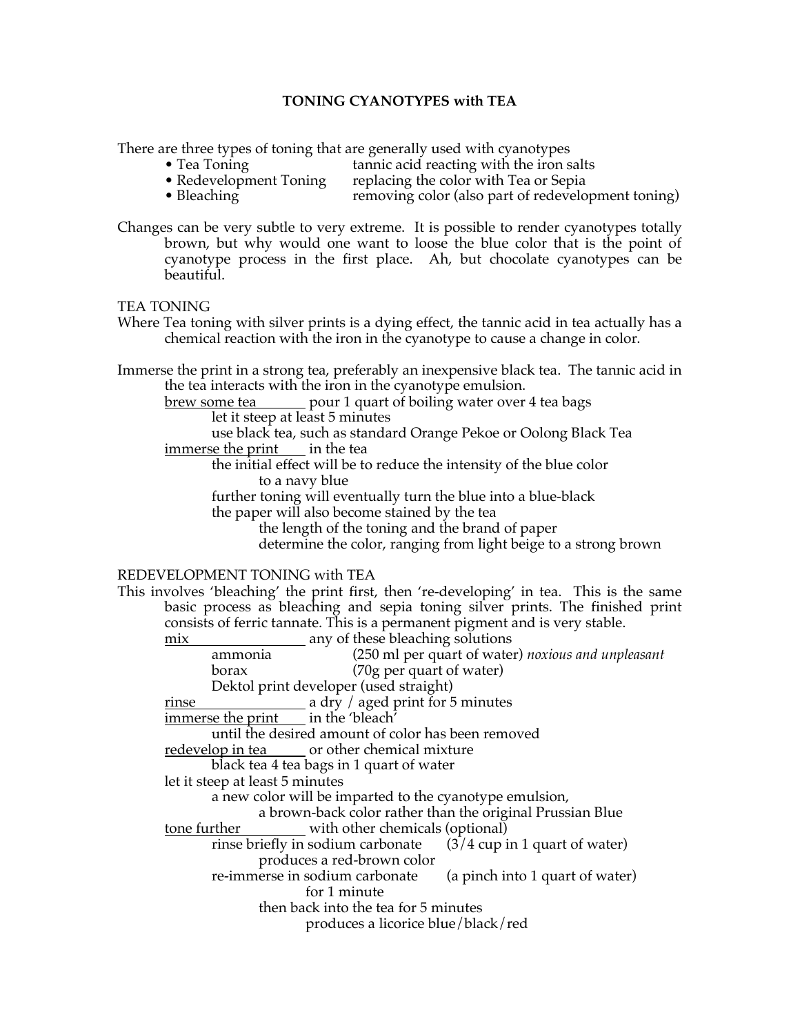# TONING CYANOTYPES with TEA

There are three types of toning that are generally used with cyanotypes

- Tea Toning — tannic acid reacting with the iron salts
- Redevelopment Toning — replacing the color with Tea or Sepia
- Bleaching — removing color (also part of redevelopment toning)

Changes can be very subtle to very extreme. It is possible to render cyanotypes totally brown, but why would one want to loose the blue color that is the point of cyanotype process in the first place. Ah, but chocolate cyanotypes can be beautiful.

## TEA TONING

Where Tea toning with silver prints is a dying effect, the tannic acid in tea actually has a chemical reaction with the iron in the cyanotype to cause a change in color.

Immerse the print in a strong tea, preferably an inexpensive black tea. The tannic acid in the tea interacts with the iron in the cyanotype emulsion.

<u>brew some tea</u> pour 1 quart of boiling water over 4 tea bags
- let it steep at least 5 minutes
- use black tea, such as standard Orange Pekoe or Oolong Black Tea

<u>immerse the print</u> in the tea
- the initial effect will be to reduce the intensity of the blue color
    - to a navy blue
- further toning will eventually turn the blue into a blue-black
- the paper will also become stained by the tea
    - the length of the toning and the brand of paper
    - determine the color, ranging from light beige to a strong brown

## REDEVELOPMENT TONING with TEA

This involves 'bleaching' the print first, then 're-developing' in tea. This is the same basic process as bleaching and sepia toning silver prints. The finished print consists of ferric tannate. This is a permanent pigment and is very stable.

<u>mix</u> any of these bleaching solutions
- ammonia (250 ml per quart of water) *noxious and unpleasant*
- borax (70g per quart of water)
- Dektol print developer (used straight)

<u>rinse</u> a dry / aged print for 5 minutes

<u>immerse the print</u> in the 'bleach'
- until the desired amount of color has been removed

<u>redevelop in tea</u> or other chemical mixture
- black tea 4 tea bags in 1 quart of water

let it steep at least 5 minutes
- a new color will be imparted to the cyanotype emulsion,
    - a brown-back color rather than the original Prussian Blue

<u>tone further</u> with other chemicals (optional)
- rinse briefly in sodium carbonate (3/4 cup in 1 quart of water)
    - produces a red-brown color
- re-immerse in sodium carbonate (a pinch into 1 quart of water)
    - for 1 minute
    - then back into the tea for 5 minutes
        - produces a licorice blue/black/red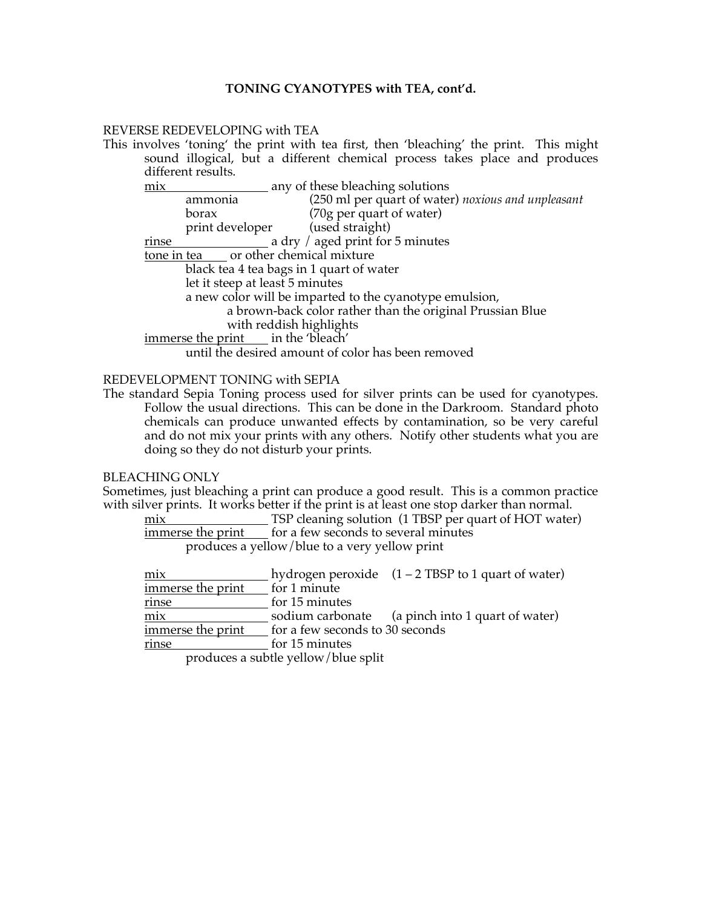## TONING CYANOTYPES with TEA, cont'd.

### REVERSE REDEVELOPING with TEA

This involves 'toning' the print with tea first, then 'bleaching' the print. This might sound illogical, but a different chemical process takes place and produces different results.

<u>mix</u> any of these bleaching solutions

| | | |
|---|---|---|
| ammonia | (250 ml per quart of water) *noxious and unpleasant* | |
| borax | (70g per quart of water) | |
| print developer | (used straight) | |

<u>rinse</u> a dry / aged print for 5 minutes

<u>tone in tea</u> or other chemical mixture

- black tea 4 tea bags in 1 quart of water
- let it steep at least 5 minutes
- a new color will be imparted to the cyanotype emulsion,
  - a brown-back color rather than the original Prussian Blue with reddish highlights

<u>immerse the print</u> in the 'bleach'

- until the desired amount of color has been removed

### REDEVELOPMENT TONING with SEPIA

The standard Sepia Toning process used for silver prints can be used for cyanotypes. Follow the usual directions. This can be done in the Darkroom. Standard photo chemicals can produce unwanted effects by contamination, so be very careful and do not mix your prints with any others. Notify other students what you are doing so they do not disturb your prints.

### BLEACHING ONLY

Sometimes, just bleaching a print can produce a good result. This is a common practice with silver prints. It works better if the print is at least one stop darker than normal.

<u>mix</u> TSP cleaning solution (1 TBSP per quart of HOT water)

<u>immerse the print</u> for a few seconds to several minutes

- produces a yellow/blue to a very yellow print

<u>mix</u> hydrogen peroxide (1 – 2 TBSP to 1 quart of water)

<u>immerse the print</u> for 1 minute

<u>rinse</u> for 15 minutes

<u>mix</u> sodium carbonate (a pinch into 1 quart of water)

<u>immerse the print</u> for a few seconds to 30 seconds

<u>rinse</u> for 15 minutes

- produces a subtle yellow/blue split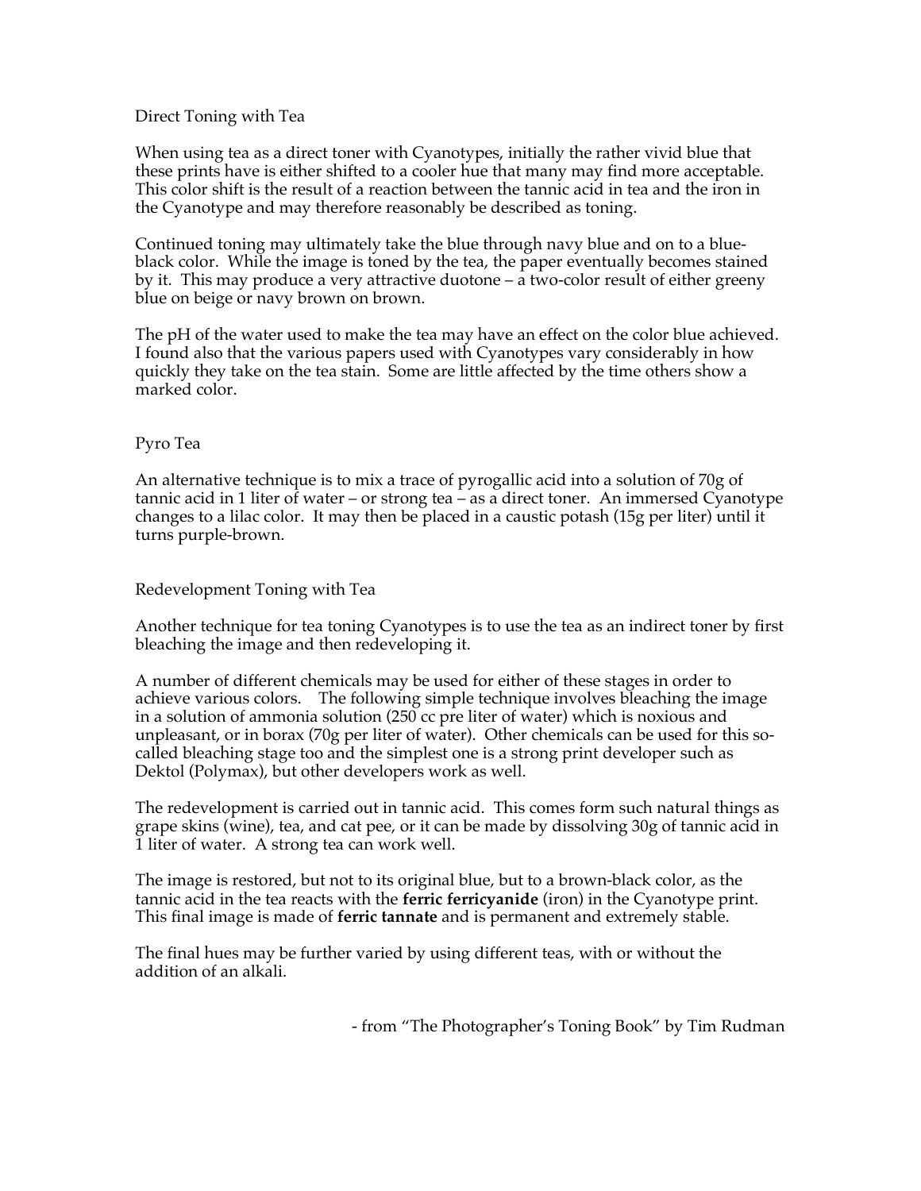## Direct Toning with Tea

When using tea as a direct toner with Cyanotypes, initially the rather vivid blue that these prints have is either shifted to a cooler hue that many may find more acceptable. This color shift is the result of a reaction between the tannic acid in tea and the iron in the Cyanotype and may therefore reasonably be described as toning.

Continued toning may ultimately take the blue through navy blue and on to a blue-black color. While the image is toned by the tea, the paper eventually becomes stained by it. This may produce a very attractive duotone – a two-color result of either greeny blue on beige or navy brown on brown.

The pH of the water used to make the tea may have an effect on the color blue achieved. I found also that the various papers used with Cyanotypes vary considerably in how quickly they take on the tea stain. Some are little affected by the time others show a marked color.

## Pyro Tea

An alternative technique is to mix a trace of pyrogallic acid into a solution of 70g of tannic acid in 1 liter of water – or strong tea – as a direct toner. An immersed Cyanotype changes to a lilac color. It may then be placed in a caustic potash (15g per liter) until it turns purple-brown.

## Redevelopment Toning with Tea

Another technique for tea toning Cyanotypes is to use the tea as an indirect toner by first bleaching the image and then redeveloping it.

A number of different chemicals may be used for either of these stages in order to achieve various colors. The following simple technique involves bleaching the image in a solution of ammonia solution (250 cc pre liter of water) which is noxious and unpleasant, or in borax (70g per liter of water). Other chemicals can be used for this so-called bleaching stage too and the simplest one is a strong print developer such as Dektol (Polymax), but other developers work as well.

The redevelopment is carried out in tannic acid. This comes form such natural things as grape skins (wine), tea, and cat pee, or it can be made by dissolving 30g of tannic acid in 1 liter of water. A strong tea can work well.

The image is restored, but not to its original blue, but to a brown-black color, as the tannic acid in the tea reacts with the **ferric ferricyanide** (iron) in the Cyanotype print. This final image is made of **ferric tannate** and is permanent and extremely stable.

The final hues may be further varied by using different teas, with or without the addition of an alkali.

- from "The Photographer's Toning Book" by Tim Rudman